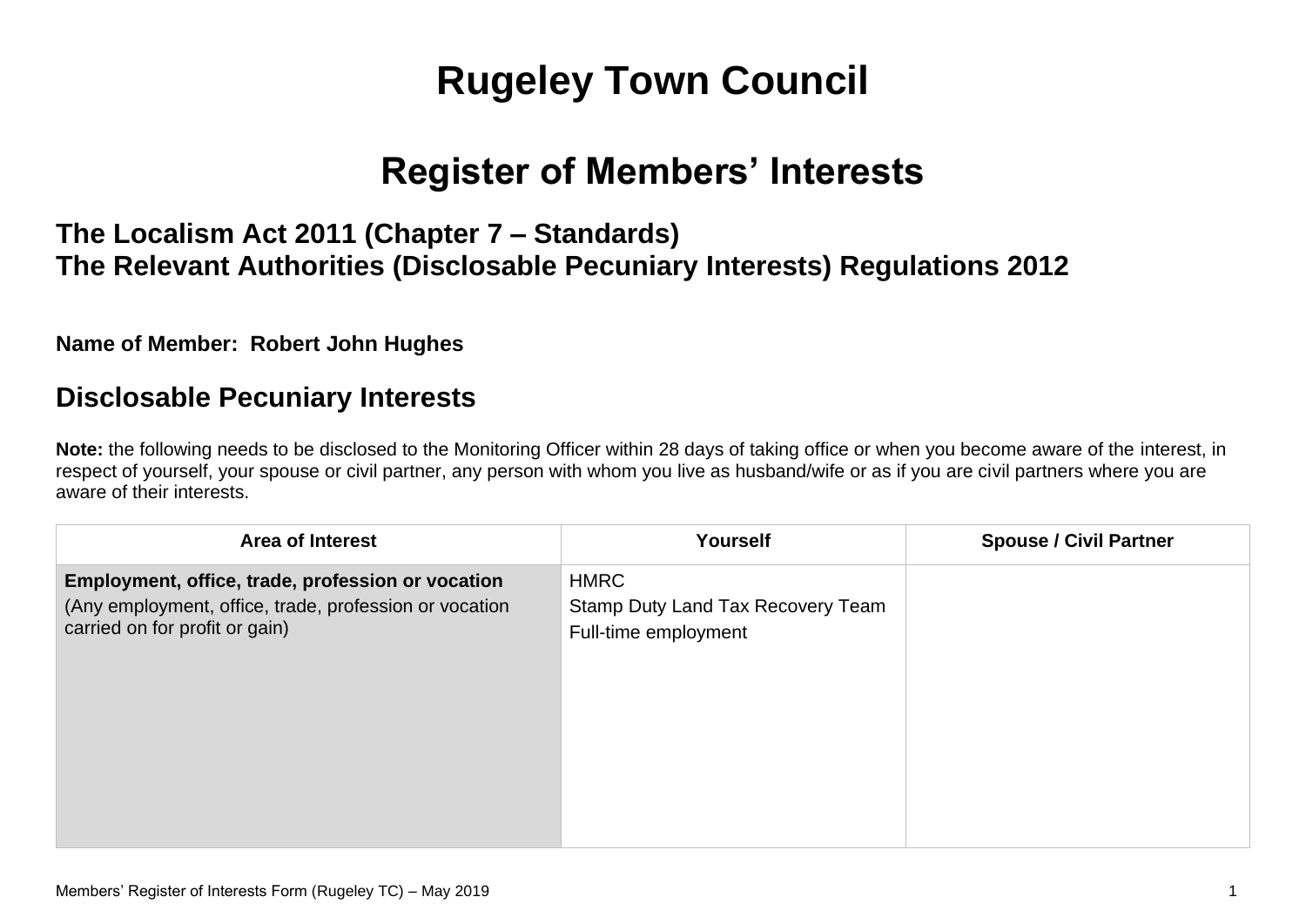# Rugeley Town Council

## Register of Members' Interests

### The Localism Act 2011 (Chapter 7 – Standards)
### The Relevant Authorities (Disclosable Pecuniary Interests) Regulations 2012

**Name of Member: Robert John Hughes**

## Disclosable Pecuniary Interests

**Note:** the following needs to be disclosed to the Monitoring Officer within 28 days of taking office or when you become aware of the interest, in respect of yourself, your spouse or civil partner, any person with whom you live as husband/wife or as if you are civil partners where you are aware of their interests.

| Area of Interest | Yourself | Spouse / Civil Partner |
| --- | --- | --- |
| **Employment, office, trade, profession or vocation**<br>(Any employment, office, trade, profession or vocation carried on for profit or gain) | HMRC<br>Stamp Duty Land Tax Recovery Team<br>Full-time employment | |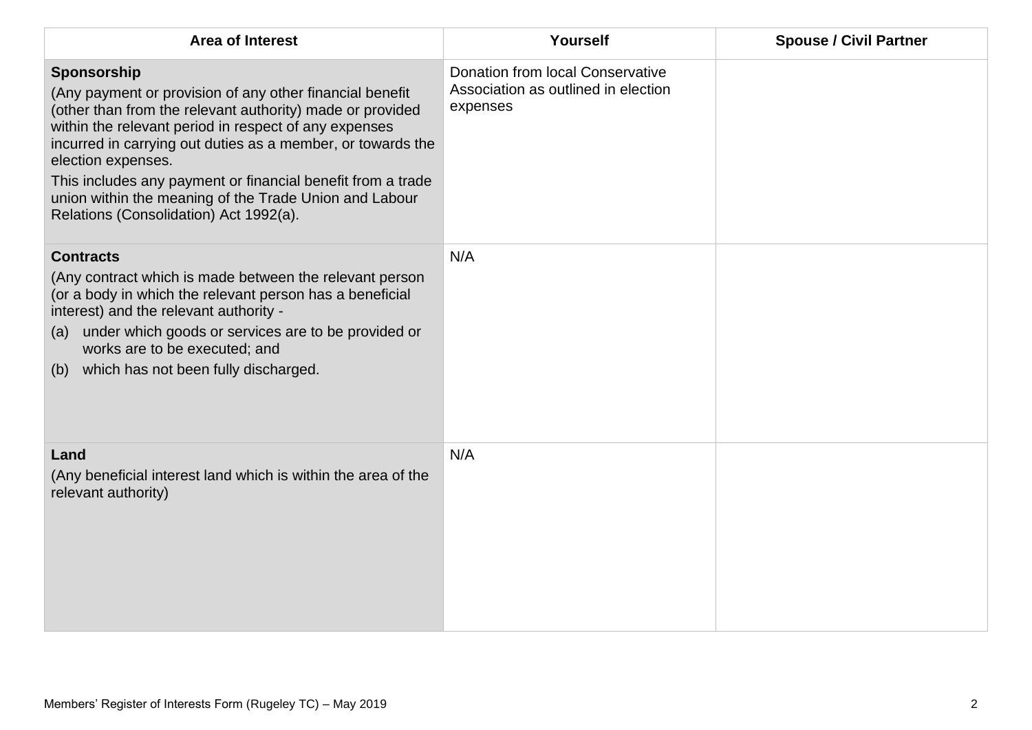| Area of Interest | Yourself | Spouse / Civil Partner |
|---|---|---|
| **Sponsorship**<br>(Any payment or provision of any other financial benefit (other than from the relevant authority) made or provided within the relevant period in respect of any expenses incurred in carrying out duties as a member, or towards the election expenses.<br>This includes any payment or financial benefit from a trade union within the meaning of the Trade Union and Labour Relations (Consolidation) Act 1992(a). | Donation from local Conservative Association as outlined in election expenses | |
| **Contracts**<br>(Any contract which is made between the relevant person (or a body in which the relevant person has a beneficial interest) and the relevant authority -<br>(a) under which goods or services are to be provided or works are to be executed; and<br>(b) which has not been fully discharged. | N/A | |
| **Land**<br>(Any beneficial interest land which is within the area of the relevant authority) | N/A | |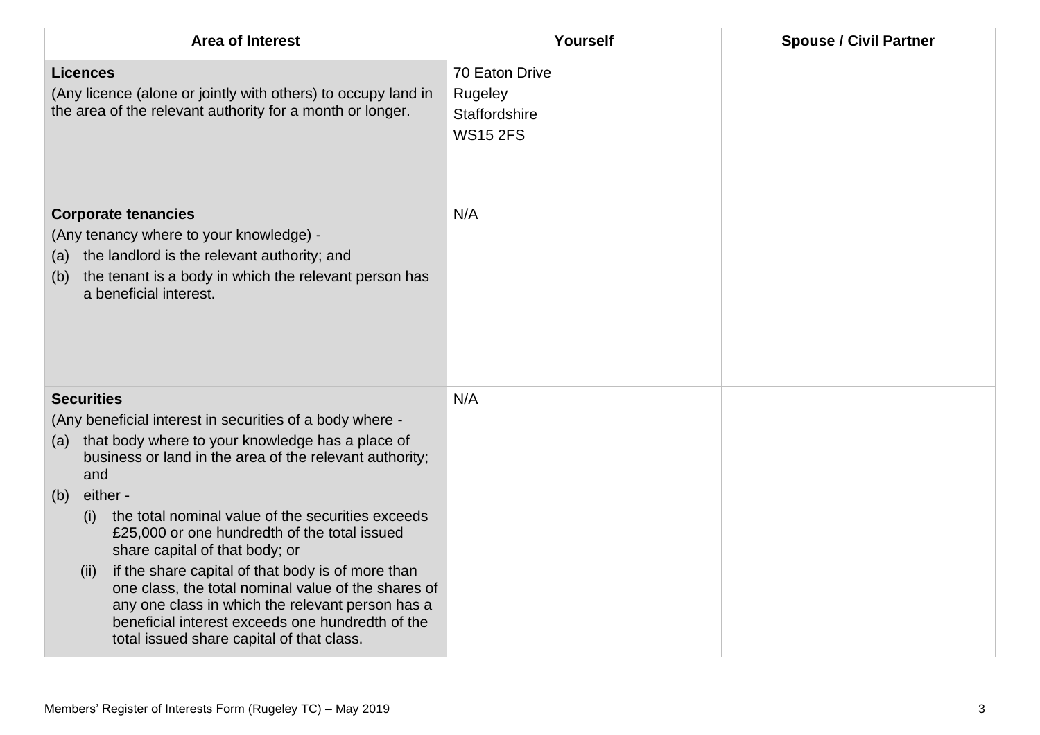| Area of Interest | Yourself | Spouse / Civil Partner |
|---|---|---|
| **Licences**<br>(Any licence (alone or jointly with others) to occupy land in the area of the relevant authority for a month or longer. | 70 Eaton Drive<br>Rugeley<br>Staffordshire<br>WS15 2FS | |
| **Corporate tenancies**<br>(Any tenancy where to your knowledge) -<br>(a) the landlord is the relevant authority; and<br>(b) the tenant is a body in which the relevant person has a beneficial interest. | N/A | |
| **Securities**<br>(Any beneficial interest in securities of a body where -<br>(a) that body where to your knowledge has a place of business or land in the area of the relevant authority; and<br>(b) either -<br>(i) the total nominal value of the securities exceeds £25,000 or one hundredth of the total issued share capital of that body; or<br>(ii) if the share capital of that body is of more than one class, the total nominal value of the shares of any one class in which the relevant person has a beneficial interest exceeds one hundredth of the total issued share capital of that class. | N/A | |

Members' Register of Interests Form (Rugeley TC) – May 2019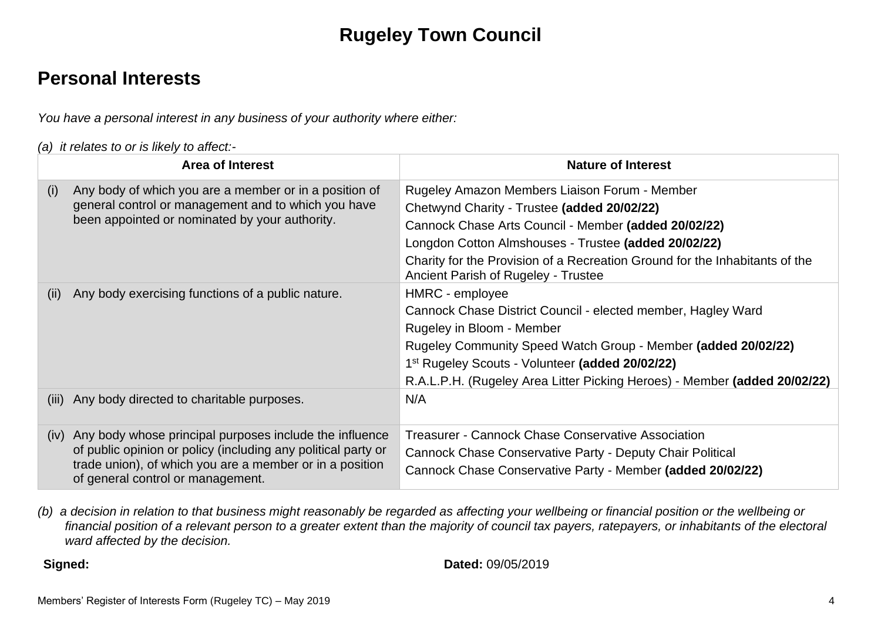# Rugeley Town Council

## Personal Interests

*You have a personal interest in any business of your authority where either:*

*(a) it relates to or is likely to affect:-*

| Area of Interest | Nature of Interest |
|---|---|
| (i) Any body of which you are a member or in a position of general control or management and to which you have been appointed or nominated by your authority. | Rugeley Amazon Members Liaison Forum - Member<br>Chetwynd Charity - Trustee **(added 20/02/22)**<br>Cannock Chase Arts Council - Member **(added 20/02/22)**<br>Longdon Cotton Almshouses - Trustee **(added 20/02/22)**<br>Charity for the Provision of a Recreation Ground for the Inhabitants of the Ancient Parish of Rugeley - Trustee |
| (ii) Any body exercising functions of a public nature. | HMRC - employee<br>Cannock Chase District Council - elected member, Hagley Ward<br>Rugeley in Bloom - Member<br>Rugeley Community Speed Watch Group - Member **(added 20/02/22)**<br>1st Rugeley Scouts - Volunteer **(added 20/02/22)**<br>R.A.L.P.H. (Rugeley Area Litter Picking Heroes) - Member **(added 20/02/22)** |
| (iii) Any body directed to charitable purposes. | N/A |
| (iv) Any body whose principal purposes include the influence of public opinion or policy (including any political party or trade union), of which you are a member or in a position of general control or management. | Treasurer - Cannock Chase Conservative Association<br>Cannock Chase Conservative Party - Deputy Chair Political<br>Cannock Chase Conservative Party - Member **(added 20/02/22)** |

*(b) a decision in relation to that business might reasonably be regarded as affecting your wellbeing or financial position or the wellbeing or financial position of a relevant person to a greater extent than the majority of council tax payers, ratepayers, or inhabitants of the electoral ward affected by the decision.*

**Signed:** **Dated:** 09/05/2019

Members' Register of Interests Form (Rugeley TC) – May 2019